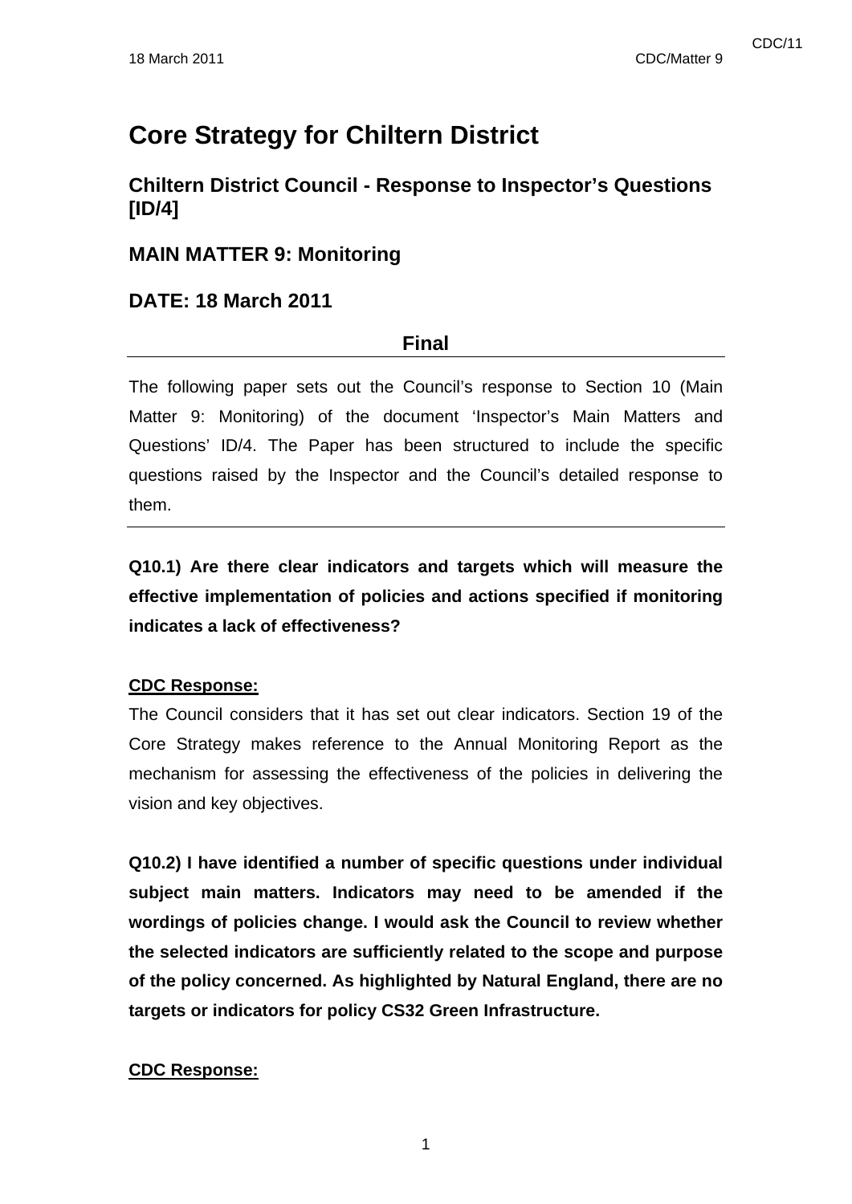# Core Strategy for Chiltern District

## Chiltern District Council - Response to Inspector's Questions [ID/4]

## MAIN MATTER 9: Monitoring

## DATE: 18 March 2011

**Final**

The following paper sets out the Council's response to Section 10 (Main Matter 9: Monitoring) of the document 'Inspector's Main Matters and Questions' ID/4. The Paper has been structured to include the specific questions raised by the Inspector and the Council's detailed response to them.

**Q10.1) Are there clear indicators and targets which will measure the effective implementation of policies and actions specified if monitoring indicates a lack of effectiveness?**

**CDC Response:**

The Council considers that it has set out clear indicators. Section 19 of the Core Strategy makes reference to the Annual Monitoring Report as the mechanism for assessing the effectiveness of the policies in delivering the vision and key objectives.

**Q10.2) I have identified a number of specific questions under individual subject main matters. Indicators may need to be amended if the wordings of policies change. I would ask the Council to review whether the selected indicators are sufficiently related to the scope and purpose of the policy concerned. As highlighted by Natural England, there are no targets or indicators for policy CS32 Green Infrastructure.**

**CDC Response:**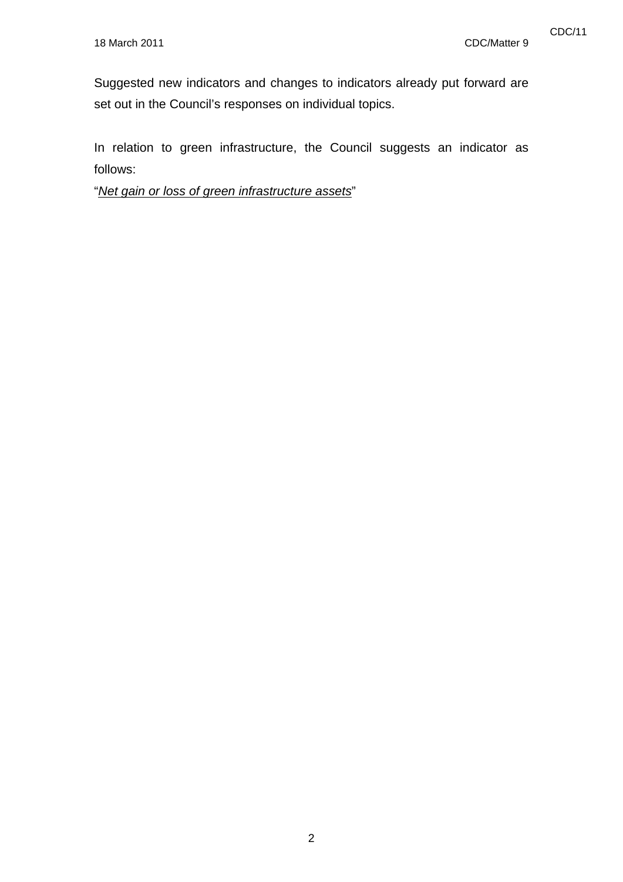Suggested new indicators and changes to indicators already put forward are set out in the Council's responses on individual topics.

In relation to green infrastructure, the Council suggests an indicator as follows:

"*<u>Net gain or loss of green infrastructure assets</u>*"